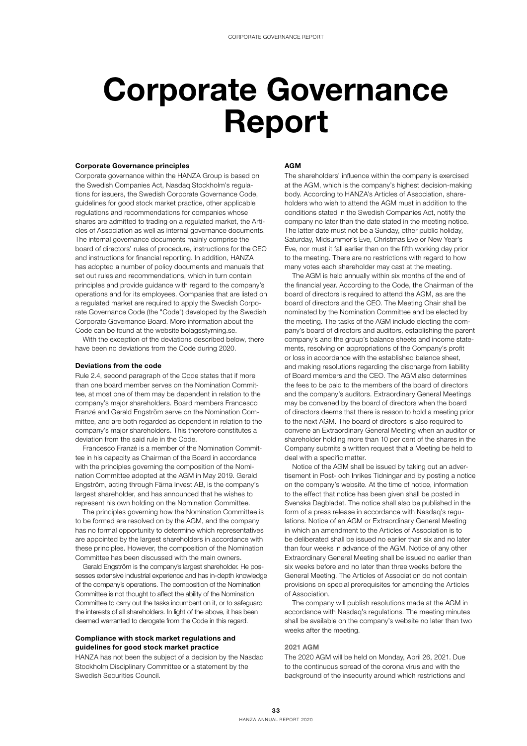# Corporate Governance Report

### Corporate Governance principles

Corporate governance within the HANZA Group is based on the Swedish Companies Act, Nasdaq Stockholm's regulations for issuers, the Swedish Corporate Governance Code, guidelines for good stock market practice, other applicable regulations and recommendations for companies whose shares are admitted to trading on a regulated market, the Articles of Association as well as internal governance documents. The internal governance documents mainly comprise the board of directors' rules of procedure, instructions for the CEO and instructions for financial reporting. In addition, HANZA has adopted a number of policy documents and manuals that set out rules and recommendations, which in turn contain principles and provide guidance with regard to the company's operations and for its employees. Companies that are listed on a regulated market are required to apply the Swedish Corporate Governance Code (the "Code") developed by the Swedish Corporate Governance Board. More information about the Code can be found at the website bolagsstyrning.se.

With the exception of the deviations described below, there have been no deviations from the Code during 2020.

### Deviations from the code

Rule 2.4, second paragraph of the Code states that if more than one board member serves on the Nomination Committee, at most one of them may be dependent in relation to the company's major shareholders. Board members Francesco Franzé and Gerald Engström serve on the Nomination Committee, and are both regarded as dependent in relation to the company's major shareholders. This therefore constitutes a deviation from the said rule in the Code.

Francesco Franzé is a member of the Nomination Committee in his capacity as Chairman of the Board in accordance with the principles governing the composition of the Nomination Committee adopted at the AGM in May 2019. Gerald Engström, acting through Färna Invest AB, is the company's largest shareholder, and has announced that he wishes to represent his own holding on the Nomination Committee.

The principles governing how the Nomination Committee is to be formed are resolved on by the AGM, and the company has no formal opportunity to determine which representatives are appointed by the largest shareholders in accordance with these principles. However, the composition of the Nomination Committee has been discussed with the main owners.

Gerald Engström is the company's largest shareholder. He possesses extensive industrial experience and has in-depth knowledge of the company's operations. The composition of the Nomination Committee is not thought to affect the ability of the Nomination Committee to carry out the tasks incumbent on it, or to safeguard the interests of all shareholders. In light of the above, it has been deemed warranted to derogate from the Code in this regard.

### Compliance with stock market regulations and guidelines for good stock market practice

HANZA has not been the subject of a decision by the Nasdaq Stockholm Disciplinary Committee or a statement by the Swedish Securities Council.

### AGM

The shareholders' influence within the company is exercised at the AGM, which is the company's highest decision-making body. According to HANZA's Articles of Association, shareholders who wish to attend the AGM must in addition to the conditions stated in the Swedish Companies Act, notify the company no later than the date stated in the meeting notice. The latter date must not be a Sunday, other public holiday, Saturday, Midsummer's Eve, Christmas Eve or New Year's Eve, nor must it fall earlier than on the fifth working day prior to the meeting. There are no restrictions with regard to how many votes each shareholder may cast at the meeting.

The AGM is held annually within six months of the end of the financial year. According to the Code, the Chairman of the board of directors is required to attend the AGM, as are the board of directors and the CEO. The Meeting Chair shall be nominated by the Nomination Committee and be elected by the meeting. The tasks of the AGM include electing the company's board of directors and auditors, establishing the parent company's and the group's balance sheets and income statements, resolving on appropriations of the Company's profit or loss in accordance with the established balance sheet, and making resolutions regarding the discharge from liability of Board members and the CEO. The AGM also determines the fees to be paid to the members of the board of directors and the company's auditors. Extraordinary General Meetings may be convened by the board of directors when the board of directors deems that there is reason to hold a meeting prior to the next AGM. The board of directors is also required to convene an Extraordinary General Meeting when an auditor or shareholder holding more than 10 per cent of the shares in the Company submits a written request that a Meeting be held to deal with a specific matter.

Notice of the AGM shall be issued by taking out an advertisement in Post- och Inrikes Tidningar and by posting a notice on the company's website. At the time of notice, information to the effect that notice has been given shall be posted in Svenska Dagbladet. The notice shall also be published in the form of a press release in accordance with Nasdaq's regulations. Notice of an AGM or Extraordinary General Meeting in which an amendment to the Articles of Association is to be deliberated shall be issued no earlier than six and no later than four weeks in advance of the AGM. Notice of any other Extraordinary General Meeting shall be issued no earlier than six weeks before and no later than three weeks before the General Meeting. The Articles of Association do not contain provisions on special prerequisites for amending the Articles of Association.

The company will publish resolutions made at the AGM in accordance with Nasdaq's regulations. The meeting minutes shall be available on the company's website no later than two weeks after the meeting.

#### 2021 AGM

The 2020 AGM will be held on Monday, April 26, 2021. Due to the continuous spread of the corona virus and with the background of the insecurity around which restrictions and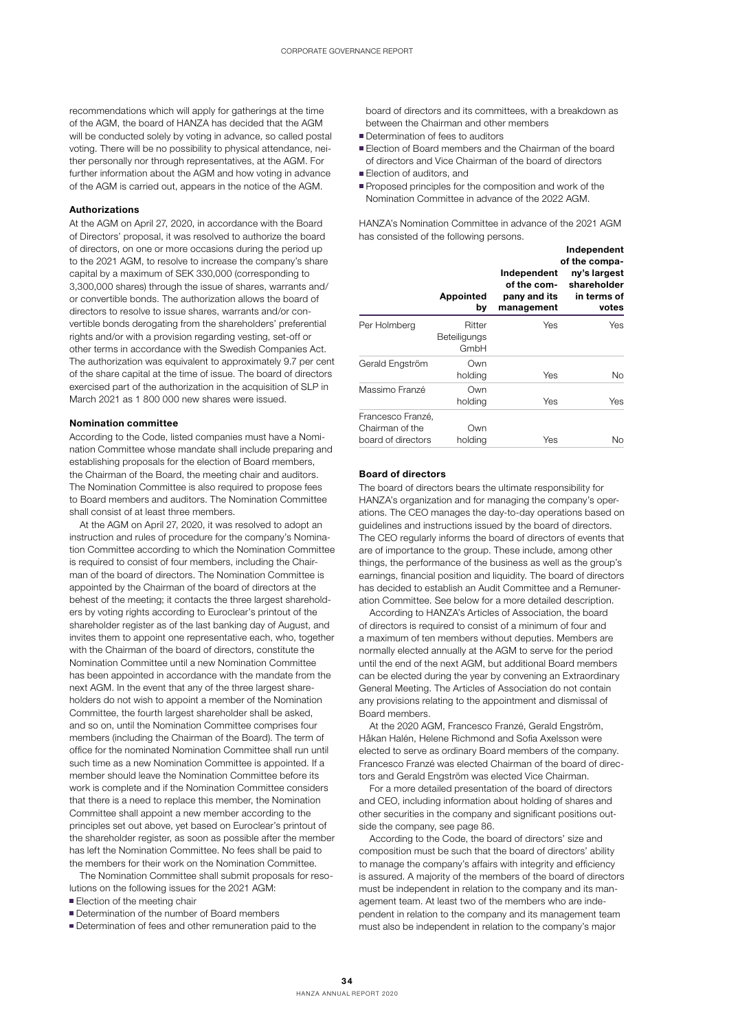recommendations which will apply for gatherings at the time of the AGM, the board of HANZA has decided that the AGM will be conducted solely by voting in advance, so called postal voting. There will be no possibility to physical attendance, neither personally nor through representatives, at the AGM. For further information about the AGM and how voting in advance of the AGM is carried out, appears in the notice of the AGM.

#### Authorizations

At the AGM on April 27, 2020, in accordance with the Board of Directors' proposal, it was resolved to authorize the board of directors, on one or more occasions during the period up to the 2021 AGM, to resolve to increase the company's share capital by a maximum of SEK 330,000 (corresponding to 3,300,000 shares) through the issue of shares, warrants and/or convertible bonds. The authorization allows the board of directors to resolve to issue shares, warrants and/or convertible bonds derogating from the shareholders' preferential rights and/or with a provision regarding vesting, set-off or other terms in accordance with the Swedish Companies Act. The authorization was equivalent to approximately 9.7 per cent of the share capital at the time of issue. The board of directors exercised part of the authorization in the acquisition of SLP in March 2021 as 1 800 000 new shares were issued.

#### Nomination committee

According to the Code, listed companies must have a Nomination Committee whose mandate shall include preparing and establishing proposals for the election of Board members, the Chairman of the Board, the meeting chair and auditors. The Nomination Committee is also required to propose fees to Board members and auditors. The Nomination Committee shall consist of at least three members.

At the AGM on April 27, 2020, it was resolved to adopt an instruction and rules of procedure for the company's Nomination Committee according to which the Nomination Committee is required to consist of four members, including the Chairman of the board of directors. The Nomination Committee is appointed by the Chairman of the board of directors at the behest of the meeting; it contacts the three largest shareholders by voting rights according to Euroclear's printout of the shareholder register as of the last banking day of August, and invites them to appoint one representative each, who, together with the Chairman of the board of directors, constitute the Nomination Committee until a new Nomination Committee has been appointed in accordance with the mandate from the next AGM. In the event that any of the three largest shareholders do not wish to appoint a member of the Nomination Committee, the fourth largest shareholder shall be asked, and so on, until the Nomination Committee comprises four members (including the Chairman of the Board). The term of office for the nominated Nomination Committee shall run until such time as a new Nomination Committee is appointed. If a member should leave the Nomination Committee before its work is complete and if the Nomination Committee considers that there is a need to replace this member, the Nomination Committee shall appoint a new member according to the principles set out above, yet based on Euroclear's printout of the shareholder register, as soon as possible after the member has left the Nomination Committee. No fees shall be paid to the members for their work on the Nomination Committee.

The Nomination Committee shall submit proposals for resolutions on the following issues for the 2021 AGM:

- Election of the meeting chair
- Determination of the number of Board members
- Determination of fees and other remuneration paid to the board of directors and its committees, with a breakdown as between the Chairman and other members
- Determination of fees to auditors
- Election of Board members and the Chairman of the board of directors and Vice Chairman of the board of directors
- Election of auditors, and
- Proposed principles for the composition and work of the Nomination Committee in advance of the 2022 AGM.

HANZA's Nomination Committee in advance of the 2021 AGM has consisted of the following persons.

| | Appointed by | Independent of the company and its management | Independent of the company's largest shareholder in terms of votes |
|---|---|---|---|
| Per Holmberg | Ritter Beteiligungs GmbH | Yes | Yes |
| Gerald Engström | Own holding | Yes | No |
| Massimo Franzé | Own holding | Yes | Yes |
| Francesco Franzé, Chairman of the board of directors | Own holding | Yes | No |

#### Board of directors

The board of directors bears the ultimate responsibility for HANZA's organization and for managing the company's operations. The CEO manages the day-to-day operations based on guidelines and instructions issued by the board of directors. The CEO regularly informs the board of directors of events that are of importance to the group. These include, among other things, the performance of the business as well as the group's earnings, financial position and liquidity. The board of directors has decided to establish an Audit Committee and a Remuneration Committee. See below for a more detailed description.

According to HANZA's Articles of Association, the board of directors is required to consist of a minimum of four and a maximum of ten members without deputies. Members are normally elected annually at the AGM to serve for the period until the end of the next AGM, but additional Board members can be elected during the year by convening an Extraordinary General Meeting. The Articles of Association do not contain any provisions relating to the appointment and dismissal of Board members.

At the 2020 AGM, Francesco Franzé, Gerald Engström, Håkan Halén, Helene Richmond and Sofia Axelsson were elected to serve as ordinary Board members of the company. Francesco Franzé was elected Chairman of the board of directors and Gerald Engström was elected Vice Chairman.

For a more detailed presentation of the board of directors and CEO, including information about holding of shares and other securities in the company and significant positions outside the company, see page 86.

According to the Code, the board of directors' size and composition must be such that the board of directors' ability to manage the company's affairs with integrity and efficiency is assured. A majority of the members of the board of directors must be independent in relation to the company and its management team. At least two of the members who are independent in relation to the company and its management team must also be independent in relation to the company's major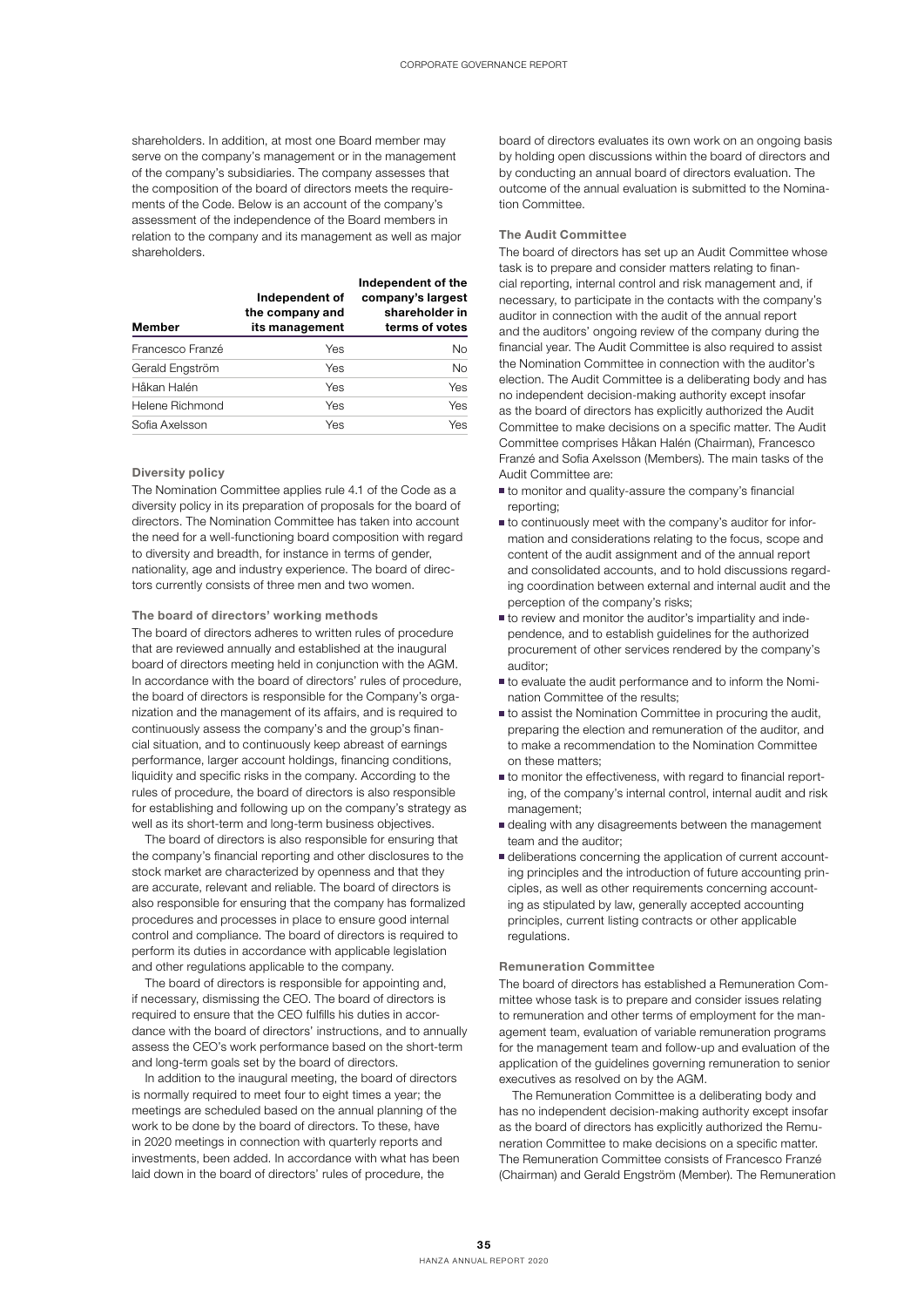shareholders. In addition, at most one Board member may serve on the company's management or in the management of the company's subsidiaries. The company assesses that the composition of the board of directors meets the requirements of the Code. Below is an account of the company's assessment of the independence of the Board members in relation to the company and its management as well as major shareholders.

| Member | Independent of the company and its management | Independent of the company's largest shareholder in terms of votes |
|---|---|---|
| Francesco Franzé | Yes | No |
| Gerald Engström | Yes | No |
| Håkan Halén | Yes | Yes |
| Helene Richmond | Yes | Yes |
| Sofia Axelsson | Yes | Yes |

#### Diversity policy

The Nomination Committee applies rule 4.1 of the Code as a diversity policy in its preparation of proposals for the board of directors. The Nomination Committee has taken into account the need for a well-functioning board composition with regard to diversity and breadth, for instance in terms of gender, nationality, age and industry experience. The board of directors currently consists of three men and two women.

#### The board of directors' working methods

The board of directors adheres to written rules of procedure that are reviewed annually and established at the inaugural board of directors meeting held in conjunction with the AGM. In accordance with the board of directors' rules of procedure, the board of directors is responsible for the Company's organization and the management of its affairs, and is required to continuously assess the company's and the group's financial situation, and to continuously keep abreast of earnings performance, larger account holdings, financing conditions, liquidity and specific risks in the company. According to the rules of procedure, the board of directors is also responsible for establishing and following up on the company's strategy as well as its short-term and long-term business objectives.

The board of directors is also responsible for ensuring that the company's financial reporting and other disclosures to the stock market are characterized by openness and that they are accurate, relevant and reliable. The board of directors is also responsible for ensuring that the company has formalized procedures and processes in place to ensure good internal control and compliance. The board of directors is required to perform its duties in accordance with applicable legislation and other regulations applicable to the company.

The board of directors is responsible for appointing and, if necessary, dismissing the CEO. The board of directors is required to ensure that the CEO fulfills his duties in accordance with the board of directors' instructions, and to annually assess the CEO's work performance based on the short-term and long-term goals set by the board of directors.

In addition to the inaugural meeting, the board of directors is normally required to meet four to eight times a year; the meetings are scheduled based on the annual planning of the work to be done by the board of directors. To these, have in 2020 meetings in connection with quarterly reports and investments, been added. In accordance with what has been laid down in the board of directors' rules of procedure, the board of directors evaluates its own work on an ongoing basis by holding open discussions within the board of directors and by conducting an annual board of directors evaluation. The outcome of the annual evaluation is submitted to the Nomination Committee.

#### The Audit Committee

The board of directors has set up an Audit Committee whose task is to prepare and consider matters relating to financial reporting, internal control and risk management and, if necessary, to participate in the contacts with the company's auditor in connection with the audit of the annual report and the auditors' ongoing review of the company during the financial year. The Audit Committee is also required to assist the Nomination Committee in connection with the auditor's election. The Audit Committee is a deliberating body and has no independent decision-making authority except insofar as the board of directors has explicitly authorized the Audit Committee to make decisions on a specific matter. The Audit Committee comprises Håkan Halén (Chairman), Francesco Franzé and Sofia Axelsson (Members). The main tasks of the Audit Committee are:

- to monitor and quality-assure the company's financial reporting;
- to continuously meet with the company's auditor for information and considerations relating to the focus, scope and content of the audit assignment and of the annual report and consolidated accounts, and to hold discussions regarding coordination between external and internal audit and the perception of the company's risks;
- to review and monitor the auditor's impartiality and independence, and to establish guidelines for the authorized procurement of other services rendered by the company's auditor;
- to evaluate the audit performance and to inform the Nomination Committee of the results;
- to assist the Nomination Committee in procuring the audit, preparing the election and remuneration of the auditor, and to make a recommendation to the Nomination Committee on these matters;
- to monitor the effectiveness, with regard to financial reporting, of the company's internal control, internal audit and risk management;
- dealing with any disagreements between the management team and the auditor;
- deliberations concerning the application of current accounting principles and the introduction of future accounting principles, as well as other requirements concerning accounting as stipulated by law, generally accepted accounting principles, current listing contracts or other applicable regulations.

#### Remuneration Committee

The board of directors has established a Remuneration Committee whose task is to prepare and consider issues relating to remuneration and other terms of employment for the management team, evaluation of variable remuneration programs for the management team and follow-up and evaluation of the application of the guidelines governing remuneration to senior executives as resolved on by the AGM.

The Remuneration Committee is a deliberating body and has no independent decision-making authority except insofar as the board of directors has explicitly authorized the Remuneration Committee to make decisions on a specific matter. The Remuneration Committee consists of Francesco Franzé (Chairman) and Gerald Engström (Member). The Remuneration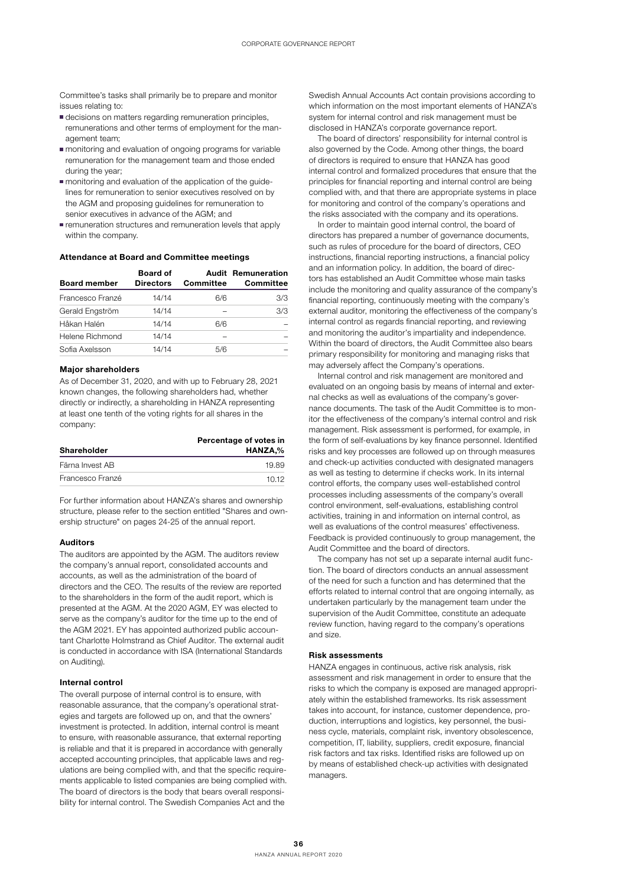Committee's tasks shall primarily be to prepare and monitor issues relating to:

- decisions on matters regarding remuneration principles, remunerations and other terms of employment for the management team;
- monitoring and evaluation of ongoing programs for variable remuneration for the management team and those ended during the year;
- monitoring and evaluation of the application of the guidelines for remuneration to senior executives resolved on by the AGM and proposing guidelines for remuneration to senior executives in advance of the AGM; and
- remuneration structures and remuneration levels that apply within the company.

**Attendance at Board and Committee meetings**

| Board member | Board of Directors | Audit Committee | Remuneration Committee |
|---|---|---|---|
| Francesco Franzé | 14/14 | 6/6 | 3/3 |
| Gerald Engström | 14/14 | – | 3/3 |
| Håkan Halén | 14/14 | 6/6 | – |
| Helene Richmond | 14/14 | – | – |
| Sofia Axelsson | 14/14 | 5/6 | – |

**Major shareholders**

As of December 31, 2020, and with up to February 28, 2021 known changes, the following shareholders had, whether directly or indirectly, a shareholding in HANZA representing at least one tenth of the voting rights for all shares in the company:

| Shareholder | Percentage of votes in HANZA,% |
|---|---|
| Färna Invest AB | 19.89 |
| Francesco Franzé | 10.12 |

For further information about HANZA's shares and ownership structure, please refer to the section entitled "Shares and ownership structure" on pages 24-25 of the annual report.

**Auditors**

The auditors are appointed by the AGM. The auditors review the company's annual report, consolidated accounts and accounts, as well as the administration of the board of directors and the CEO. The results of the review are reported to the shareholders in the form of the audit report, which is presented at the AGM. At the 2020 AGM, EY was elected to serve as the company's auditor for the time up to the end of the AGM 2021. EY has appointed authorized public accountant Charlotte Holmstrand as Chief Auditor. The external audit is conducted in accordance with ISA (International Standards on Auditing).

**Internal control**

The overall purpose of internal control is to ensure, with reasonable assurance, that the company's operational strategies and targets are followed up on, and that the owners' investment is protected. In addition, internal control is meant to ensure, with reasonable assurance, that external reporting is reliable and that it is prepared in accordance with generally accepted accounting principles, that applicable laws and regulations are being complied with, and that the specific requirements applicable to listed companies are being complied with. The board of directors is the body that bears overall responsibility for internal control. The Swedish Companies Act and the Swedish Annual Accounts Act contain provisions according to which information on the most important elements of HANZA's system for internal control and risk management must be disclosed in HANZA's corporate governance report.

The board of directors' responsibility for internal control is also governed by the Code. Among other things, the board of directors is required to ensure that HANZA has good internal control and formalized procedures that ensure that the principles for financial reporting and internal control are being complied with, and that there are appropriate systems in place for monitoring and control of the company's operations and the risks associated with the company and its operations.

In order to maintain good internal control, the board of directors has prepared a number of governance documents, such as rules of procedure for the board of directors, CEO instructions, financial reporting instructions, a financial policy and an information policy. In addition, the board of directors has established an Audit Committee whose main tasks include the monitoring and quality assurance of the company's financial reporting, continuously meeting with the company's external auditor, monitoring the effectiveness of the company's internal control as regards financial reporting, and reviewing and monitoring the auditor's impartiality and independence. Within the board of directors, the Audit Committee also bears primary responsibility for monitoring and managing risks that may adversely affect the Company's operations.

Internal control and risk management are monitored and evaluated on an ongoing basis by means of internal and external checks as well as evaluations of the company's governance documents. The task of the Audit Committee is to monitor the effectiveness of the company's internal control and risk management. Risk assessment is performed, for example, in the form of self-evaluations by key finance personnel. Identified risks and key processes are followed up on through measures and check-up activities conducted with designated managers as well as testing to determine if checks work. In its internal control efforts, the company uses well-established control processes including assessments of the company's overall control environment, self-evaluations, establishing control activities, training in and information on internal control, as well as evaluations of the control measures' effectiveness. Feedback is provided continuously to group management, the Audit Committee and the board of directors.

The company has not set up a separate internal audit function. The board of directors conducts an annual assessment of the need for such a function and has determined that the efforts related to internal control that are ongoing internally, as undertaken particularly by the management team under the supervision of the Audit Committee, constitute an adequate review function, having regard to the company's operations and size.

**Risk assessments**

HANZA engages in continuous, active risk analysis, risk assessment and risk management in order to ensure that the risks to which the company is exposed are managed appropriately within the established frameworks. Its risk assessment takes into account, for instance, customer dependence, production, interruptions and logistics, key personnel, the business cycle, materials, complaint risk, inventory obsolescence, competition, IT, liability, suppliers, credit exposure, financial risk factors and tax risks. Identified risks are followed up on by means of established check-up activities with designated managers.